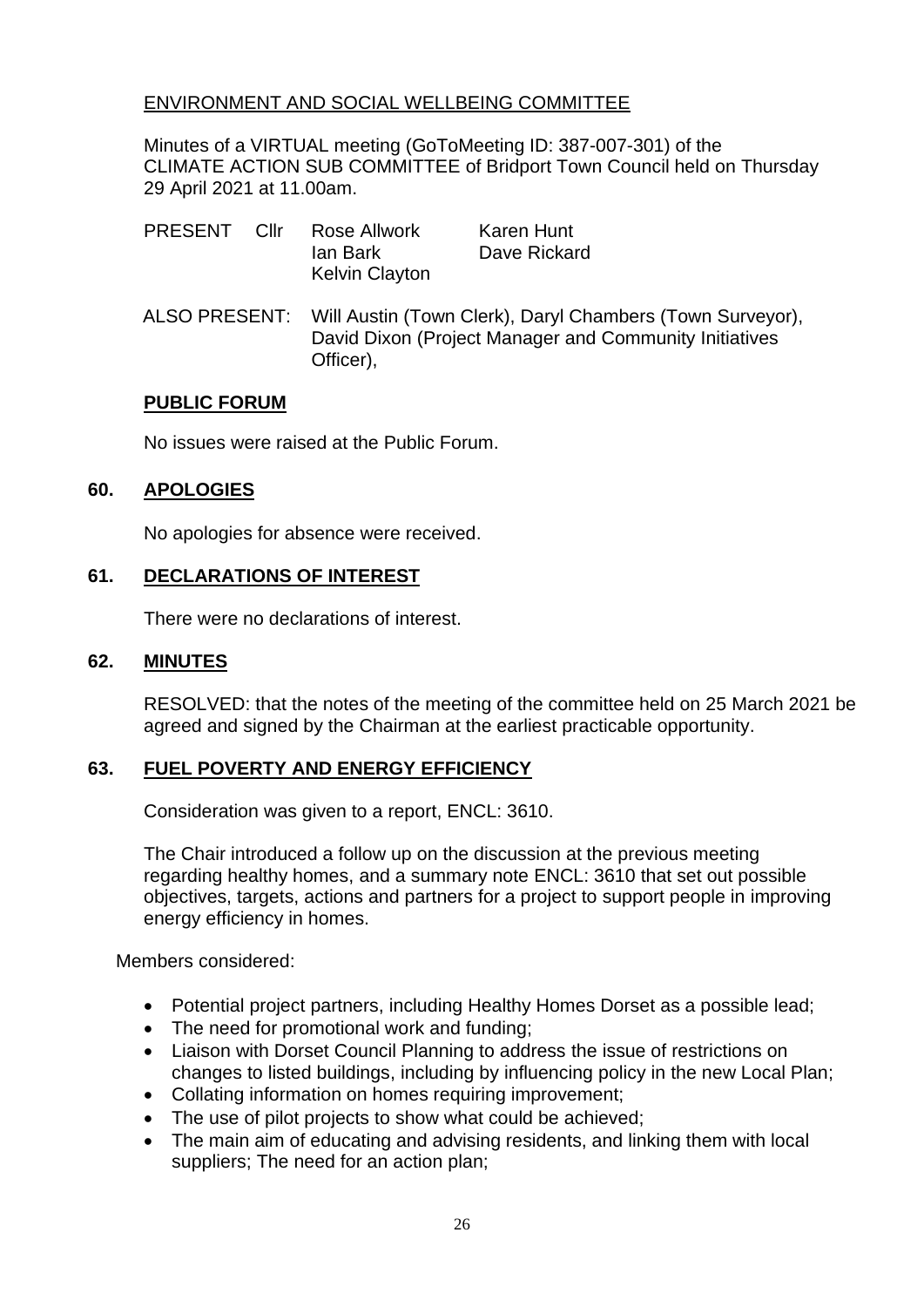ENVIRONMENT AND SOCIAL WELLBEING COMMITTEE

Minutes of a VIRTUAL meeting (GoToMeeting ID: 387-007-301) of the CLIMATE ACTION SUB COMMITTEE of Bridport Town Council held on Thursday 29 April 2021 at 11.00am.

PRESENT Cllr Rose Allwork, Ian Bark, Kelvin Clayton, Karen Hunt, Dave Rickard

ALSO PRESENT: Will Austin (Town Clerk), Daryl Chambers (Town Surveyor), David Dixon (Project Manager and Community Initiatives Officer),

## PUBLIC FORUM

No issues were raised at the Public Forum.

## 60. APOLOGIES

No apologies for absence were received.

## 61. DECLARATIONS OF INTEREST

There were no declarations of interest.

## 62. MINUTES

RESOLVED: that the notes of the meeting of the committee held on 25 March 2021 be agreed and signed by the Chairman at the earliest practicable opportunity.

## 63. FUEL POVERTY AND ENERGY EFFICIENCY

Consideration was given to a report, ENCL: 3610.

The Chair introduced a follow up on the discussion at the previous meeting regarding healthy homes, and a summary note ENCL: 3610 that set out possible objectives, targets, actions and partners for a project to support people in improving energy efficiency in homes.

Members considered:

- Potential project partners, including Healthy Homes Dorset as a possible lead;
- The need for promotional work and funding;
- Liaison with Dorset Council Planning to address the issue of restrictions on changes to listed buildings, including by influencing policy in the new Local Plan;
- Collating information on homes requiring improvement;
- The use of pilot projects to show what could be achieved;
- The main aim of educating and advising residents, and linking them with local suppliers; The need for an action plan;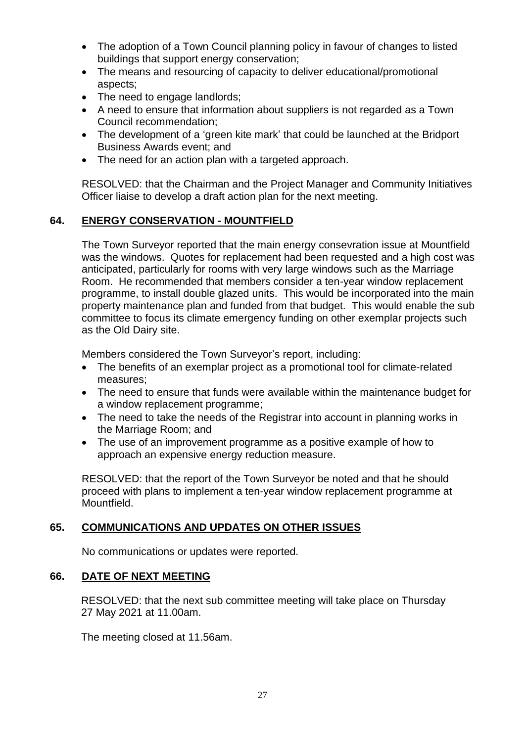- The adoption of a Town Council planning policy in favour of changes to listed buildings that support energy conservation;
- The means and resourcing of capacity to deliver educational/promotional aspects;
- The need to engage landlords;
- A need to ensure that information about suppliers is not regarded as a Town Council recommendation;
- The development of a 'green kite mark' that could be launched at the Bridport Business Awards event; and
- The need for an action plan with a targeted approach.

RESOLVED: that the Chairman and the Project Manager and Community Initiatives Officer liaise to develop a draft action plan for the next meeting.

## 64. ENERGY CONSERVATION - MOUNTFIELD

The Town Surveyor reported that the main energy consevration issue at Mountfield was the windows. Quotes for replacement had been requested and a high cost was anticipated, particularly for rooms with very large windows such as the Marriage Room. He recommended that members consider a ten-year window replacement programme, to install double glazed units. This would be incorporated into the main property maintenance plan and funded from that budget. This would enable the sub committee to focus its climate emergency funding on other exemplar projects such as the Old Dairy site.

Members considered the Town Surveyor's report, including:

- The benefits of an exemplar project as a promotional tool for climate-related measures;
- The need to ensure that funds were available within the maintenance budget for a window replacement programme;
- The need to take the needs of the Registrar into account in planning works in the Marriage Room; and
- The use of an improvement programme as a positive example of how to approach an expensive energy reduction measure.

RESOLVED: that the report of the Town Surveyor be noted and that he should proceed with plans to implement a ten-year window replacement programme at Mountfield.

## 65. COMMUNICATIONS AND UPDATES ON OTHER ISSUES

No communications or updates were reported.

## 66. DATE OF NEXT MEETING

RESOLVED: that the next sub committee meeting will take place on Thursday 27 May 2021 at 11.00am.

The meeting closed at 11.56am.